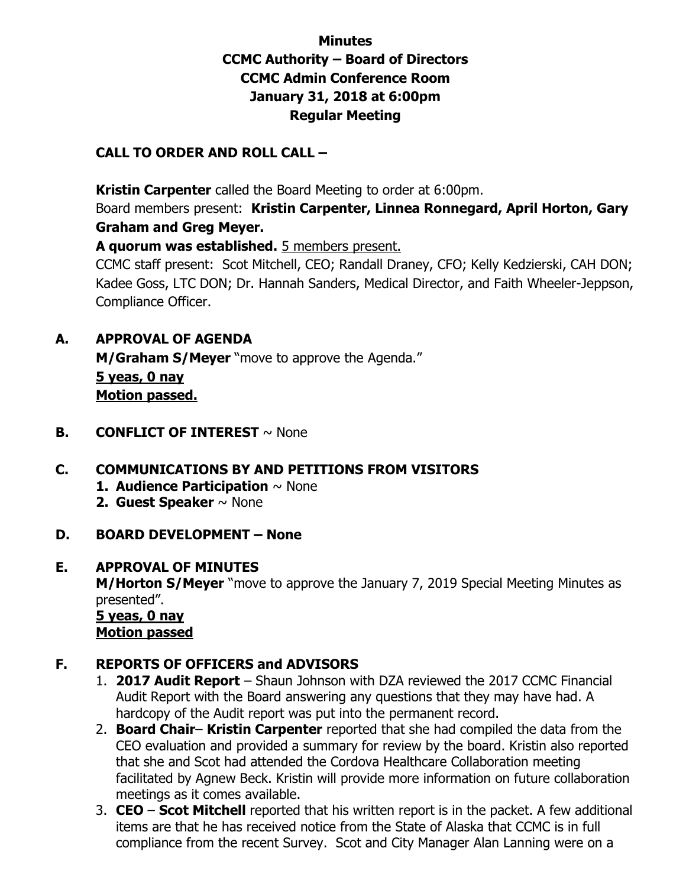# Minutes
## CCMC Authority – Board of Directors
## CCMC Admin Conference Room
## January 31, 2018 at 6:00pm
## Regular Meeting

**CALL TO ORDER AND ROLL CALL –**

**Kristin Carpenter** called the Board Meeting to order at 6:00pm.
Board members present: **Kristin Carpenter, Linnea Ronnegard, April Horton, Gary Graham and Greg Meyer.**
**A quorum was established.** <u>5 members present.</u>
CCMC staff present: Scot Mitchell, CEO; Randall Draney, CFO; Kelly Kedzierski, CAH DON; Kadee Goss, LTC DON; Dr. Hannah Sanders, Medical Director, and Faith Wheeler-Jeppson, Compliance Officer.

**A. APPROVAL OF AGENDA**
**M/Graham S/Meyer** "move to approve the Agenda."
**<u>5 yeas, 0 nay</u>**
**<u>Motion passed.</u>**

**B. CONFLICT OF INTEREST** ~ None

**C. COMMUNICATIONS BY AND PETITIONS FROM VISITORS**
1. **Audience Participation** ~ None
2. **Guest Speaker** ~ None

**D. BOARD DEVELOPMENT – None**

**E. APPROVAL OF MINUTES**
**M/Horton S/Meyer** "move to approve the January 7, 2019 Special Meeting Minutes as presented".
**<u>5 yeas, 0 nay</u>**
**<u>Motion passed</u>**

**F. REPORTS OF OFFICERS and ADVISORS**
1. **2017 Audit Report** – Shaun Johnson with DZA reviewed the 2017 CCMC Financial Audit Report with the Board answering any questions that they may have had. A hardcopy of the Audit report was put into the permanent record.
2. **Board Chair**– **Kristin Carpenter** reported that she had compiled the data from the CEO evaluation and provided a summary for review by the board. Kristin also reported that she and Scot had attended the Cordova Healthcare Collaboration meeting facilitated by Agnew Beck. Kristin will provide more information on future collaboration meetings as it comes available.
3. **CEO** – **Scot Mitchell** reported that his written report is in the packet. A few additional items are that he has received notice from the State of Alaska that CCMC is in full compliance from the recent Survey. Scot and City Manager Alan Lanning were on a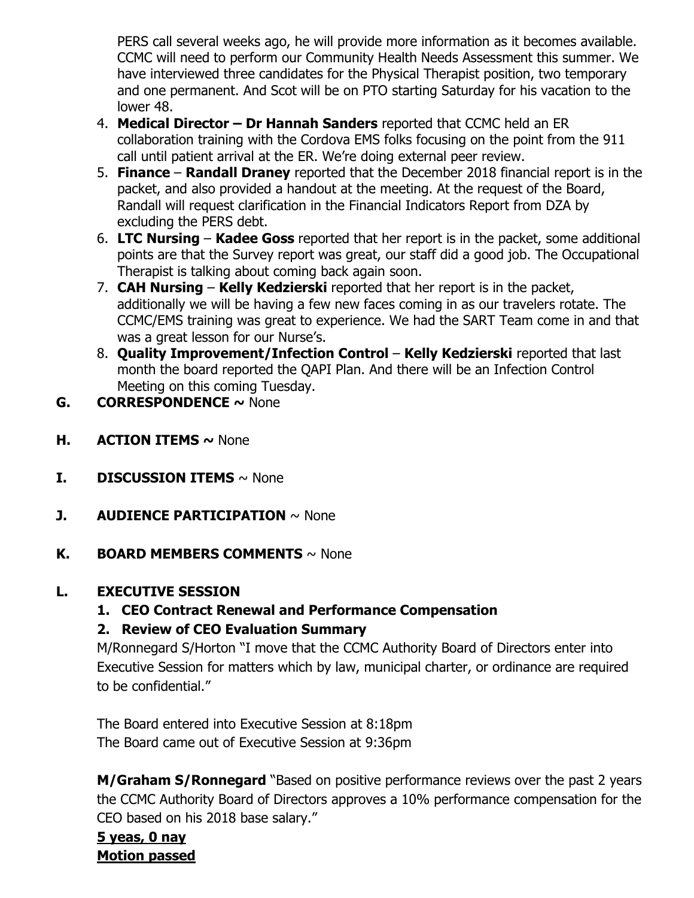PERS call several weeks ago, he will provide more information as it becomes available. CCMC will need to perform our Community Health Needs Assessment this summer. We have interviewed three candidates for the Physical Therapist position, two temporary and one permanent. And Scot will be on PTO starting Saturday for his vacation to the lower 48.

4. **Medical Director – Dr Hannah Sanders** reported that CCMC held an ER collaboration training with the Cordova EMS folks focusing on the point from the 911 call until patient arrival at the ER. We're doing external peer review.
5. **Finance** – **Randall Draney** reported that the December 2018 financial report is in the packet, and also provided a handout at the meeting. At the request of the Board, Randall will request clarification in the Financial Indicators Report from DZA by excluding the PERS debt.
6. **LTC Nursing** – **Kadee Goss** reported that her report is in the packet, some additional points are that the Survey report was great, our staff did a good job. The Occupational Therapist is talking about coming back again soon.
7. **CAH Nursing** – **Kelly Kedzierski** reported that her report is in the packet, additionally we will be having a few new faces coming in as our travelers rotate. The CCMC/EMS training was great to experience. We had the SART Team come in and that was a great lesson for our Nurse's.
8. **Quality Improvement/Infection Control** – **Kelly Kedzierski** reported that last month the board reported the QAPI Plan. And there will be an Infection Control Meeting on this coming Tuesday.

## G. CORRESPONDENCE ~ None

## H. ACTION ITEMS ~ None

## I. DISCUSSION ITEMS ~ None

## J. AUDIENCE PARTICIPATION ~ None

## K. BOARD MEMBERS COMMENTS ~ None

## L. EXECUTIVE SESSION

1. **CEO Contract Renewal and Performance Compensation**
2. **Review of CEO Evaluation Summary**

M/Ronnegard S/Horton "I move that the CCMC Authority Board of Directors enter into Executive Session for matters which by law, municipal charter, or ordinance are required to be confidential."

The Board entered into Executive Session at 8:18pm
The Board came out of Executive Session at 9:36pm

**M/Graham S/Ronnegard** "Based on positive performance reviews over the past 2 years the CCMC Authority Board of Directors approves a 10% performance compensation for the CEO based on his 2018 base salary."

**5 yeas, 0 nay**
**Motion passed**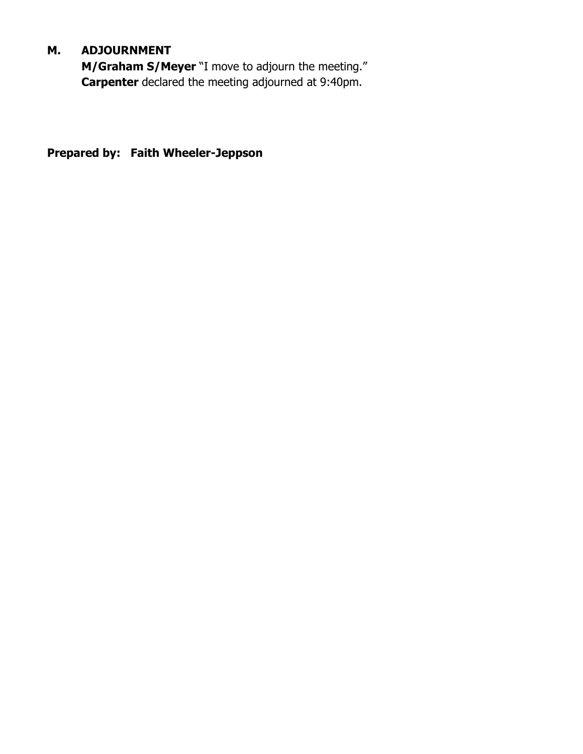## M. ADJOURNMENT

**M/Graham S/Meyer** "I move to adjourn the meeting."
**Carpenter** declared the meeting adjourned at 9:40pm.

**Prepared by: Faith Wheeler-Jeppson**